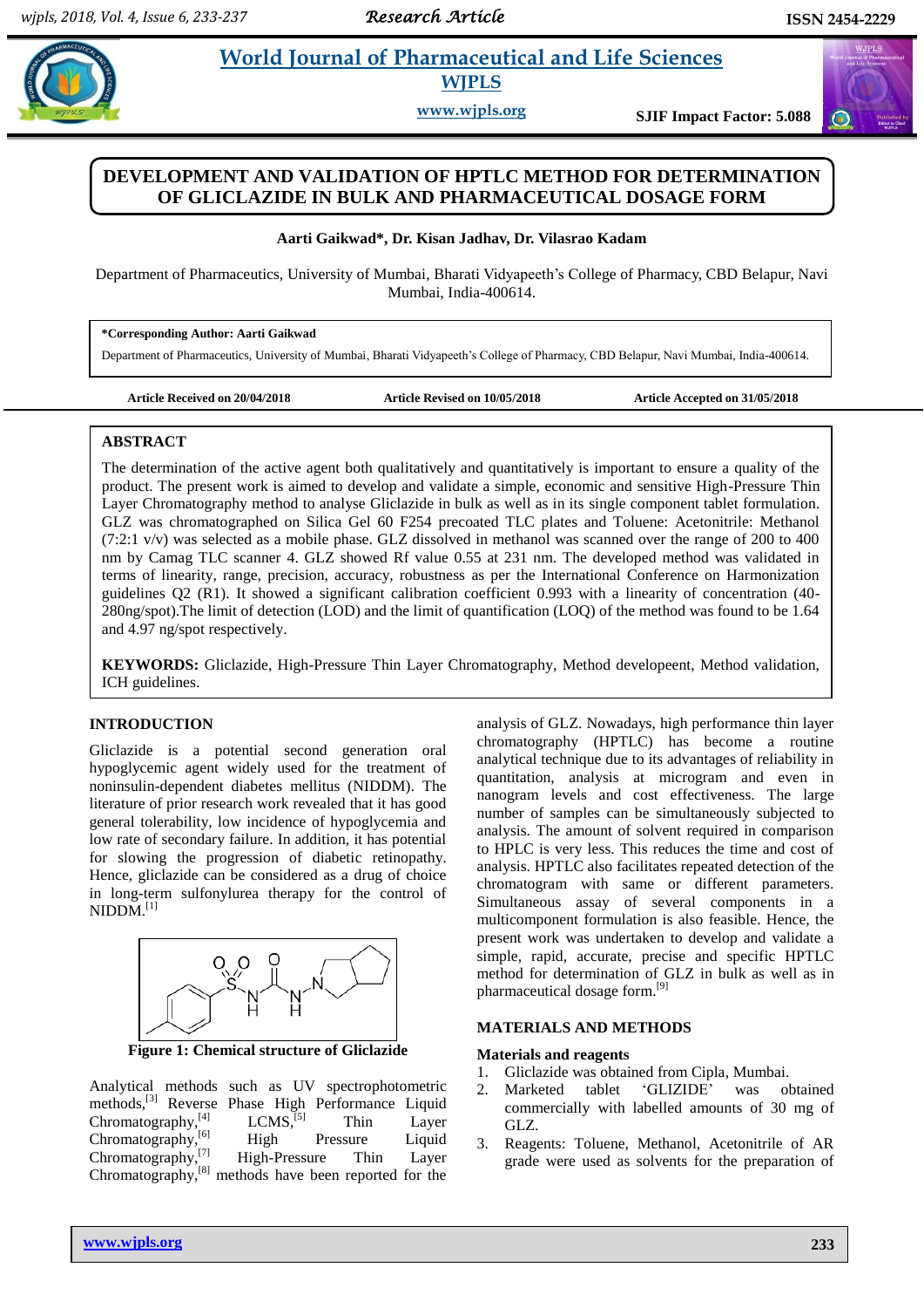# DEVELOPMENT AND VALIDATION OF HPTLC METHOD FOR DETERMINATION OF GLICLAZIDE IN BULK AND PHARMACEUTICAL DOSAGE FORM

**Aarti Gaikwad\*, Dr. Kisan Jadhav, Dr. Vilasrao Kadam**

Department of Pharmaceutics, University of Mumbai, Bharati Vidyapeeth's College of Pharmacy, CBD Belapur, Navi Mumbai, India-400614.

**\*Corresponding Author: Aarti Gaikwad**

Department of Pharmaceutics, University of Mumbai, Bharati Vidyapeeth's College of Pharmacy, CBD Belapur, Navi Mumbai, India-400614.

**Article Received on 20/04/2018** **Article Revised on 10/05/2018** **Article Accepted on 31/05/2018**

## ABSTRACT

The determination of the active agent both qualitatively and quantitatively is important to ensure a quality of the product. The present work is aimed to develop and validate a simple, economic and sensitive High-Pressure Thin Layer Chromatography method to analyse Gliclazide in bulk as well as in its single component tablet formulation. GLZ was chromatographed on Silica Gel 60 F254 precoated TLC plates and Toluene: Acetonitrile: Methanol (7:2:1 v/v) was selected as a mobile phase. GLZ dissolved in methanol was scanned over the range of 200 to 400 nm by Camag TLC scanner 4. GLZ showed Rf value 0.55 at 231 nm. The developed method was validated in terms of linearity, range, precision, accuracy, robustness as per the International Conference on Harmonization guidelines Q2 (R1). It showed a significant calibration coefficient 0.993 with a linearity of concentration (40-280ng/spot).The limit of detection (LOD) and the limit of quantification (LOQ) of the method was found to be 1.64 and 4.97 ng/spot respectively.

**KEYWORDS:** Gliclazide, High-Pressure Thin Layer Chromatography, Method developeent, Method validation, ICH guidelines.

## INTRODUCTION

Gliclazide is a potential second generation oral hypoglycemic agent widely used for the treatment of noninsulin-dependent diabetes mellitus (NIDDM). The literature of prior research work revealed that it has good general tolerability, low incidence of hypoglycemia and low rate of secondary failure. In addition, it has potential for slowing the progression of diabetic retinopathy. Hence, gliclazide can be considered as a drug of choice in long-term sulfonylurea therapy for the control of NIDDM.[1]

**Figure 1: Chemical structure of Gliclazide**

Analytical methods such as UV spectrophotometric methods,[3] Reverse Phase High Performance Liquid Chromatography,[4] LCMS,[5] Thin Layer Chromatography,[6] High Pressure Liquid Chromatography,[7] High-Pressure Thin Layer Chromatography,[8] methods have been reported for the analysis of GLZ. Nowadays, high performance thin layer chromatography (HPTLC) has become a routine analytical technique due to its advantages of reliability in quantitation, analysis at microgram and even in nanogram levels and cost effectiveness. The large number of samples can be simultaneously subjected to analysis. The amount of solvent required in comparison to HPLC is very less. This reduces the time and cost of analysis. HPTLC also facilitates repeated detection of the chromatogram with same or different parameters. Simultaneous assay of several components in a multicomponent formulation is also feasible. Hence, the present work was undertaken to develop and validate a simple, rapid, accurate, precise and specific HPTLC method for determination of GLZ in bulk as well as in pharmaceutical dosage form.[9]

## MATERIALS AND METHODS

### Materials and reagents

1. Gliclazide was obtained from Cipla, Mumbai.
2. Marketed tablet 'GLIZIDE' was obtained commercially with labelled amounts of 30 mg of GLZ.
3. Reagents: Toluene, Methanol, Acetonitrile of AR grade were used as solvents for the preparation of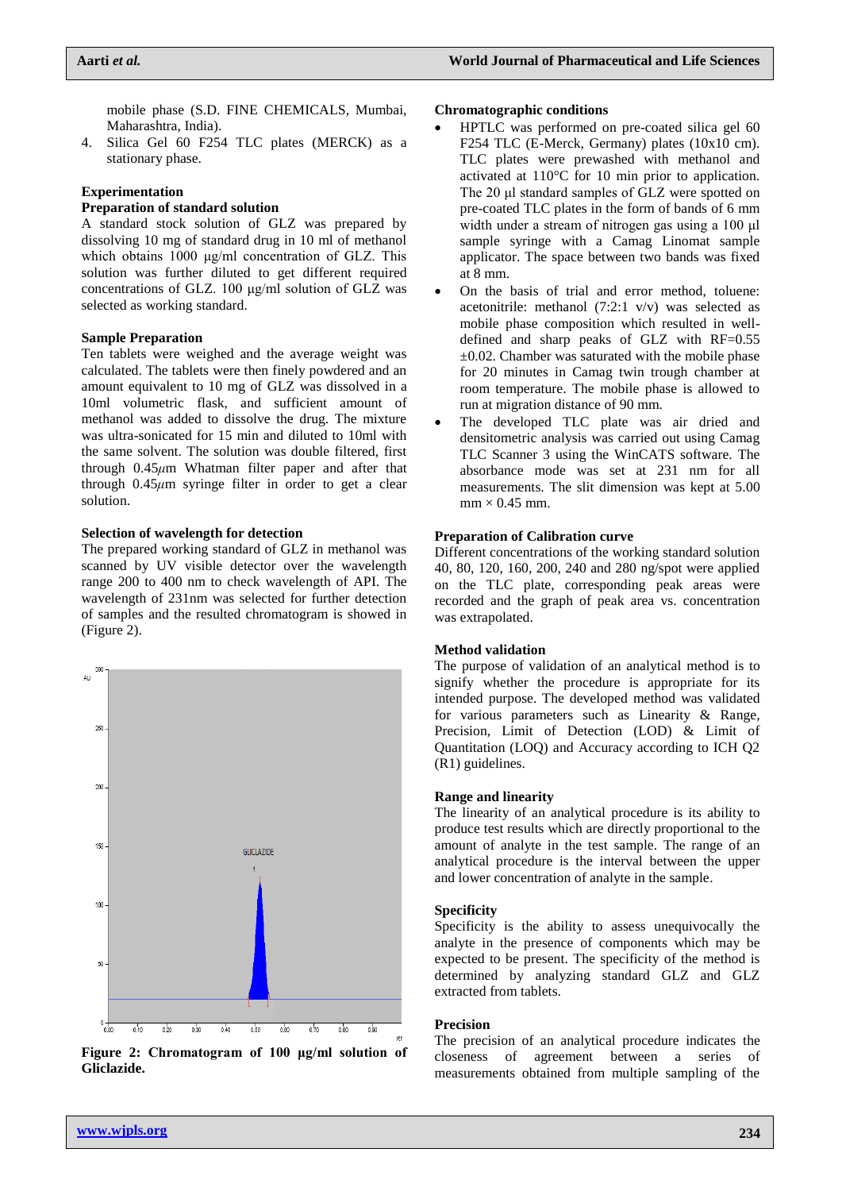mobile phase (S.D. FINE CHEMICALS, Mumbai, Maharashtra, India).

4. Silica Gel 60 F254 TLC plates (MERCK) as a stationary phase.

## Experimentation

### Preparation of standard solution

A standard stock solution of GLZ was prepared by dissolving 10 mg of standard drug in 10 ml of methanol which obtains 1000 µg/ml concentration of GLZ. This solution was further diluted to get different required concentrations of GLZ. 100 µg/ml solution of GLZ was selected as working standard.

### Sample Preparation

Ten tablets were weighed and the average weight was calculated. The tablets were then finely powdered and an amount equivalent to 10 mg of GLZ was dissolved in a 10ml volumetric flask, and sufficient amount of methanol was added to dissolve the drug. The mixture was ultra-sonicated for 15 min and diluted to 10ml with the same solvent. The solution was double filtered, first through 0.45$\mu$m Whatman filter paper and after that through 0.45$\mu$m syringe filter in order to get a clear solution.

### Selection of wavelength for detection

The prepared working standard of GLZ in methanol was scanned by UV visible detector over the wavelength range 200 to 400 nm to check wavelength of API. The wavelength of 231nm was selected for further detection of samples and the resulted chromatogram is showed in (Figure 2).

300
AU
250
200
150
100
50
0
GLICLAZIDE
1
0.00 0.10 0.20 0.30 0.40 0.50 0.60 0.70 0.80 0.90
Rf

**Figure 2: Chromatogram of 100 µg/ml solution of Gliclazide.**

### Chromatographic conditions

- HPTLC was performed on pre-coated silica gel 60 F254 TLC (E-Merck, Germany) plates (10x10 cm). TLC plates were prewashed with methanol and activated at 110°C for 10 min prior to application. The 20 µl standard samples of GLZ were spotted on pre-coated TLC plates in the form of bands of 6 mm width under a stream of nitrogen gas using a 100 µl sample syringe with a Camag Linomat sample applicator. The space between two bands was fixed at 8 mm.
- On the basis of trial and error method, toluene: acetonitrile: methanol (7:2:1 v/v) was selected as mobile phase composition which resulted in well-defined and sharp peaks of GLZ with RF=0.55 ±0.02. Chamber was saturated with the mobile phase for 20 minutes in Camag twin trough chamber at room temperature. The mobile phase is allowed to run at migration distance of 90 mm.
- The developed TLC plate was air dried and densitometric analysis was carried out using Camag TLC Scanner 3 using the WinCATS software. The absorbance mode was set at 231 nm for all measurements. The slit dimension was kept at 5.00 mm × 0.45 mm.

### Preparation of Calibration curve

Different concentrations of the working standard solution 40, 80, 120, 160, 200, 240 and 280 ng/spot were applied on the TLC plate, corresponding peak areas were recorded and the graph of peak area vs. concentration was extrapolated.

### Method validation

The purpose of validation of an analytical method is to signify whether the procedure is appropriate for its intended purpose. The developed method was validated for various parameters such as Linearity & Range, Precision, Limit of Detection (LOD) & Limit of Quantitation (LOQ) and Accuracy according to ICH Q2 (R1) guidelines.

### Range and linearity

The linearity of an analytical procedure is its ability to produce test results which are directly proportional to the amount of analyte in the test sample. The range of an analytical procedure is the interval between the upper and lower concentration of analyte in the sample.

### Specificity

Specificity is the ability to assess unequivocally the analyte in the presence of components which may be expected to be present. The specificity of the method is determined by analyzing standard GLZ and GLZ extracted from tablets.

### Precision

The precision of an analytical procedure indicates the closeness of agreement between a series of measurements obtained from multiple sampling of the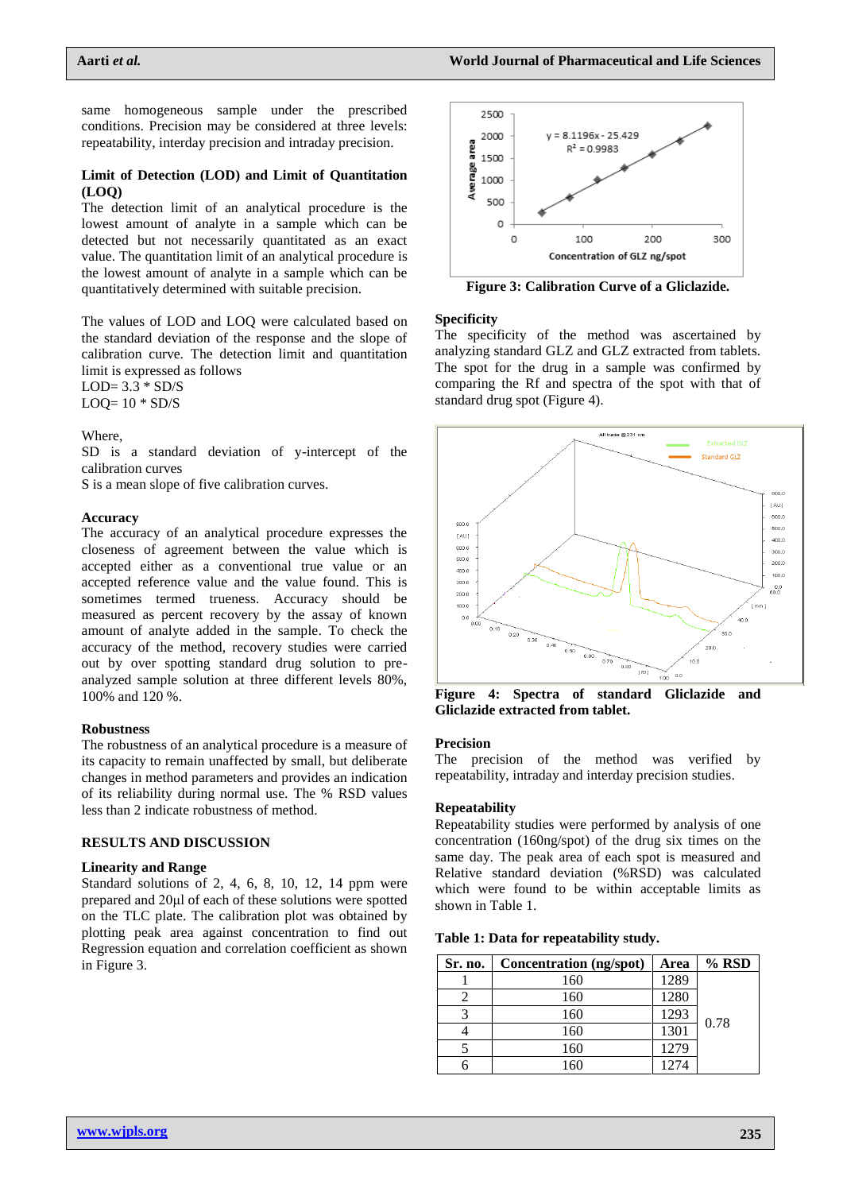same homogeneous sample under the prescribed conditions. Precision may be considered at three levels: repeatability, interday precision and intraday precision.

**Limit of Detection (LOD) and Limit of Quantitation (LOQ)**

The detection limit of an analytical procedure is the lowest amount of analyte in a sample which can be detected but not necessarily quantitated as an exact value. The quantitation limit of an analytical procedure is the lowest amount of analyte in a sample which can be quantitatively determined with suitable precision.

The values of LOD and LOQ were calculated based on the standard deviation of the response and the slope of calibration curve. The detection limit and quantitation limit is expressed as follows

LOD= 3.3 * SD/S

LOQ= 10 * SD/S

Where,

SD is a standard deviation of y-intercept of the calibration curves

S is a mean slope of five calibration curves.

**Accuracy**

The accuracy of an analytical procedure expresses the closeness of agreement between the value which is accepted either as a conventional true value or an accepted reference value and the value found. This is sometimes termed trueness. Accuracy should be measured as percent recovery by the assay of known amount of analyte added in the sample. To check the accuracy of the method, recovery studies were carried out by over spotting standard drug solution to pre-analyzed sample solution at three different levels 80%, 100% and 120 %.

**Robustness**

The robustness of an analytical procedure is a measure of its capacity to remain unaffected by small, but deliberate changes in method parameters and provides an indication of its reliability during normal use. The % RSD values less than 2 indicate robustness of method.

## RESULTS AND DISCUSSION

**Linearity and Range**

Standard solutions of 2, 4, 6, 8, 10, 12, 14 ppm were prepared and 20μl of each of these solutions were spotted on the TLC plate. The calibration plot was obtained by plotting peak area against concentration to find out Regression equation and correlation coefficient as shown in Figure 3.

**Figure 3: Calibration Curve of a Gliclazide.**

**Specificity**

The specificity of the method was ascertained by analyzing standard GLZ and GLZ extracted from tablets. The spot for the drug in a sample was confirmed by comparing the Rf and spectra of the spot with that of standard drug spot (Figure 4).

**Figure 4: Spectra of standard Gliclazide and Gliclazide extracted from tablet.**

**Precision**

The precision of the method was verified by repeatability, intraday and interday precision studies.

**Repeatability**

Repeatability studies were performed by analysis of one concentration (160ng/spot) of the drug six times on the same day. The peak area of each spot is measured and Relative standard deviation (%RSD) was calculated which were found to be within acceptable limits as shown in Table 1.

**Table 1: Data for repeatability study.**

| Sr. no. | Concentration (ng/spot) | Area | % RSD |
|---|---|---|---|
| 1 | 160 | 1289 | 0.78 |
| 2 | 160 | 1280 | |
| 3 | 160 | 1293 | |
| 4 | 160 | 1301 | |
| 5 | 160 | 1279 | |
| 6 | 160 | 1274 | |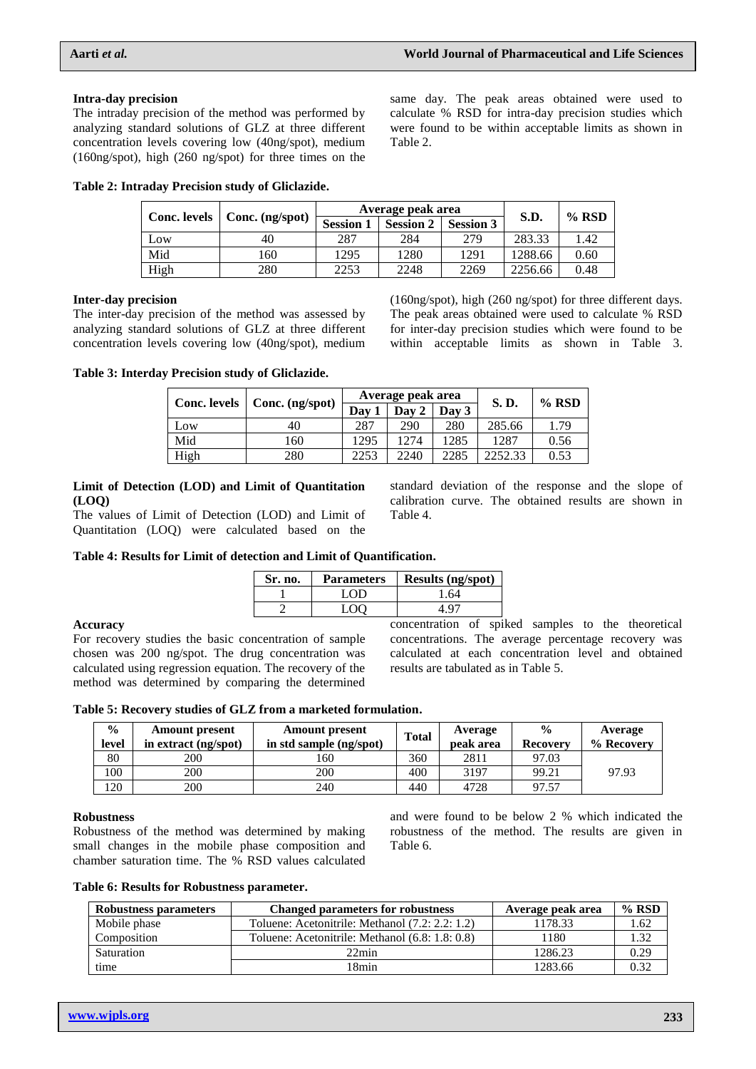### Intra-day precision

The intraday precision of the method was performed by analyzing standard solutions of GLZ at three different concentration levels covering low (40ng/spot), medium (160ng/spot), high (260 ng/spot) for three times on the same day. The peak areas obtained were used to calculate % RSD for intra-day precision studies which were found to be within acceptable limits as shown in Table 2.

**Table 2: Intraday Precision study of Gliclazide.**

| Conc. levels | Conc. (ng/spot) | Average peak area | | | S.D. | % RSD |
|---|---|---|---|---|---|---|
| | | Session 1 | Session 2 | Session 3 | | |
| Low | 40 | 287 | 284 | 279 | 283.33 | 1.42 |
| Mid | 160 | 1295 | 1280 | 1291 | 1288.66 | 0.60 |
| High | 280 | 2253 | 2248 | 2269 | 2256.66 | 0.48 |

### Inter-day precision

The inter-day precision of the method was assessed by analyzing standard solutions of GLZ at three different concentration levels covering low (40ng/spot), medium (160ng/spot), high (260 ng/spot) for three different days. The peak areas obtained were used to calculate % RSD for inter-day precision studies which were found to be within acceptable limits as shown in Table 3.

**Table 3: Interday Precision study of Gliclazide.**

| Conc. levels | Conc. (ng/spot) | Average peak area | | | S. D. | % RSD |
|---|---|---|---|---|---|---|
| | | Day 1 | Day 2 | Day 3 | | |
| Low | 40 | 287 | 290 | 280 | 285.66 | 1.79 |
| Mid | 160 | 1295 | 1274 | 1285 | 1287 | 0.56 |
| High | 280 | 2253 | 2240 | 2285 | 2252.33 | 0.53 |

### Limit of Detection (LOD) and Limit of Quantitation (LOQ)

The values of Limit of Detection (LOD) and Limit of Quantitation (LOQ) were calculated based on the standard deviation of the response and the slope of calibration curve. The obtained results are shown in Table 4.

**Table 4: Results for Limit of detection and Limit of Quantification.**

| Sr. no. | Parameters | Results (ng/spot) |
|---|---|---|
| 1 | LOD | 1.64 |
| 2 | LOQ | 4.97 |

### Accuracy

For recovery studies the basic concentration of sample chosen was 200 ng/spot. The drug concentration was calculated using regression equation. The recovery of the method was determined by comparing the determined concentration of spiked samples to the theoretical concentrations. The average percentage recovery was calculated at each concentration level and obtained results are tabulated as in Table 5.

**Table 5: Recovery studies of GLZ from a marketed formulation.**

| % level | Amount present in extract (ng/spot) | Amount present in std sample (ng/spot) | Total | Average peak area | % Recovery | Average % Recovery |
|---|---|---|---|---|---|---|
| 80 | 200 | 160 | 360 | 2811 | 97.03 | 97.93 |
| 100 | 200 | 200 | 400 | 3197 | 99.21 | |
| 120 | 200 | 240 | 440 | 4728 | 97.57 | |

### Robustness

Robustness of the method was determined by making small changes in the mobile phase composition and chamber saturation time. The % RSD values calculated and were found to be below 2 % which indicated the robustness of the method. The results are given in Table 6.

**Table 6: Results for Robustness parameter.**

| Robustness parameters | Changed parameters for robustness | Average peak area | % RSD |
|---|---|---|---|
| Mobile phase | Toluene: Acetonitrile: Methanol (7.2: 2.2: 1.2) | 1178.33 | 1.62 |
| Composition | Toluene: Acetonitrile: Methanol (6.8: 1.8: 0.8) | 1180 | 1.32 |
| Saturation | 22min | 1286.23 | 0.29 |
| time | 18min | 1283.66 | 0.32 |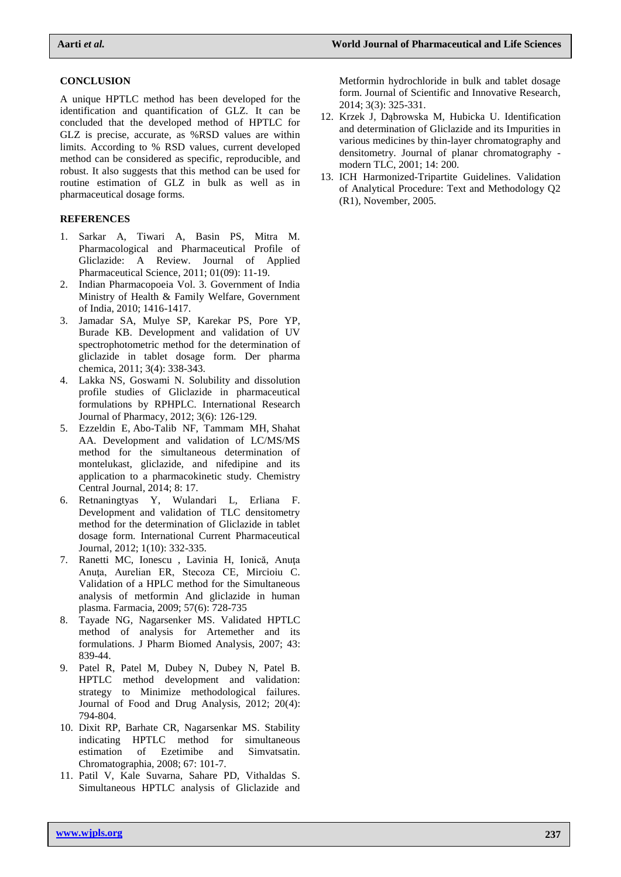## CONCLUSION

A unique HPTLC method has been developed for the identification and quantification of GLZ. It can be concluded that the developed method of HPTLC for GLZ is precise, accurate, as %RSD values are within limits. According to % RSD values, current developed method can be considered as specific, reproducible, and robust. It also suggests that this method can be used for routine estimation of GLZ in bulk as well as in pharmaceutical dosage forms.

## REFERENCES

1. Sarkar A, Tiwari A, Basin PS, Mitra M. Pharmacological and Pharmaceutical Profile of Gliclazide: A Review. Journal of Applied Pharmaceutical Science, 2011; 01(09): 11-19.
2. Indian Pharmacopoeia Vol. 3. Government of India Ministry of Health & Family Welfare, Government of India, 2010; 1416-1417.
3. Jamadar SA, Mulye SP, Karekar PS, Pore YP, Burade KB. Development and validation of UV spectrophotometric method for the determination of gliclazide in tablet dosage form. Der pharma chemica, 2011; 3(4): 338-343.
4. Lakka NS, Goswami N. Solubility and dissolution profile studies of Gliclazide in pharmaceutical formulations by RPHPLC. International Research Journal of Pharmacy, 2012; 3(6): 126-129.
5. Ezzeldin E, Abo-Talib NF, Tammam MH, Shahat AA. Development and validation of LC/MS/MS method for the simultaneous determination of montelukast, gliclazide, and nifedipine and its application to a pharmacokinetic study. Chemistry Central Journal, 2014; 8: 17.
6. Retnaningtyas Y, Wulandari L, Erliana F. Development and validation of TLC densitometry method for the determination of Gliclazide in tablet dosage form. International Current Pharmaceutical Journal, 2012; 1(10): 332-335.
7. Ranetti MC, Ionescu , Lavinia H, Ionică, Anuţa Anuţa, Aurelian ER, Stecoza CE, Mircioiu C. Validation of a HPLC method for the Simultaneous analysis of metformin And gliclazide in human plasma. Farmacia, 2009; 57(6): 728-735
8. Tayade NG, Nagarsenker MS. Validated HPTLC method of analysis for Artemether and its formulations. J Pharm Biomed Analysis, 2007; 43: 839-44.
9. Patel R, Patel M, Dubey N, Dubey N, Patel B. HPTLC method development and validation: strategy to Minimize methodological failures. Journal of Food and Drug Analysis, 2012; 20(4): 794-804.
10. Dixit RP, Barhate CR, Nagarsenkar MS. Stability indicating HPTLC method for simultaneous estimation of Ezetimibe and Simvatsatin. Chromatographia, 2008; 67: 101-7.
11. Patil V, Kale Suvarna, Sahare PD, Vithaldas S. Simultaneous HPTLC analysis of Gliclazide and Metformin hydrochloride in bulk and tablet dosage form. Journal of Scientific and Innovative Research, 2014; 3(3): 325-331.
12. Krzek J, Dąbrowska M, Hubicka U. Identification and determination of Gliclazide and its Impurities in various medicines by thin-layer chromatography and densitometry. Journal of planar chromatography - modern TLC, 2001; 14: 200.
13. ICH Harmonized-Tripartite Guidelines. Validation of Analytical Procedure: Text and Methodology Q2 (R1), November, 2005.